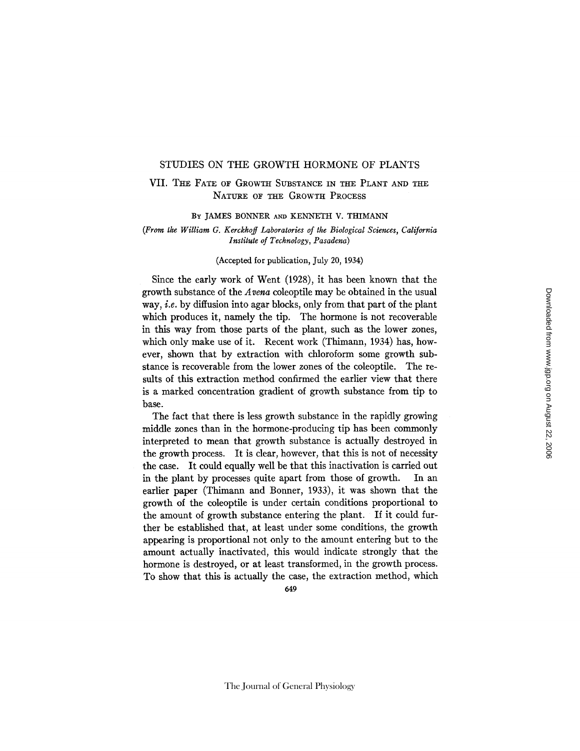# STUDIES ON THE GROWTH HORMONE OF PLANTS

## VII. The Fate of Growth Substance in the Plant and the Nature of the Growth Process

By JAMES BONNER AND KENNETH V. THIMANN

*(From the William G. Kerckhoff Laboratories of the Biological Sciences, California Institute of Technology, Pasadena)*

(Accepted for publication, July 20, 1934)

Since the early work of Went (1928), it has been known that the growth substance of the *Avena* coleoptile may be obtained in the usual way, *i.e.* by diffusion into agar blocks, only from that part of the plant which produces it, namely the tip. The hormone is not recoverable in this way from those parts of the plant, such as the lower zones, which only make use of it. Recent work (Thimann, 1934) has, however, shown that by extraction with chloroform some growth substance is recoverable from the lower zones of the coleoptile. The results of this extraction method confirmed the earlier view that there is a marked concentration gradient of growth substance from tip to base.

The fact that there is less growth substance in the rapidly growing middle zones than in the hormone-producing tip has been commonly interpreted to mean that growth substance is actually destroyed in the growth process. It is clear, however, that this is not of necessity the case. It could equally well be that this inactivation is carried out in the plant by processes quite apart from those of growth. In an earlier paper (Thimann and Bonner, 1933), it was shown that the growth of the coleoptile is under certain conditions proportional to the amount of growth substance entering the plant. If it could further be established that, at least under some conditions, the growth appearing is proportional not only to the amount entering but to the amount actually inactivated, this would indicate strongly that the hormone is destroyed, or at least transformed, in the growth process. To show that this is actually the case, the extraction method, which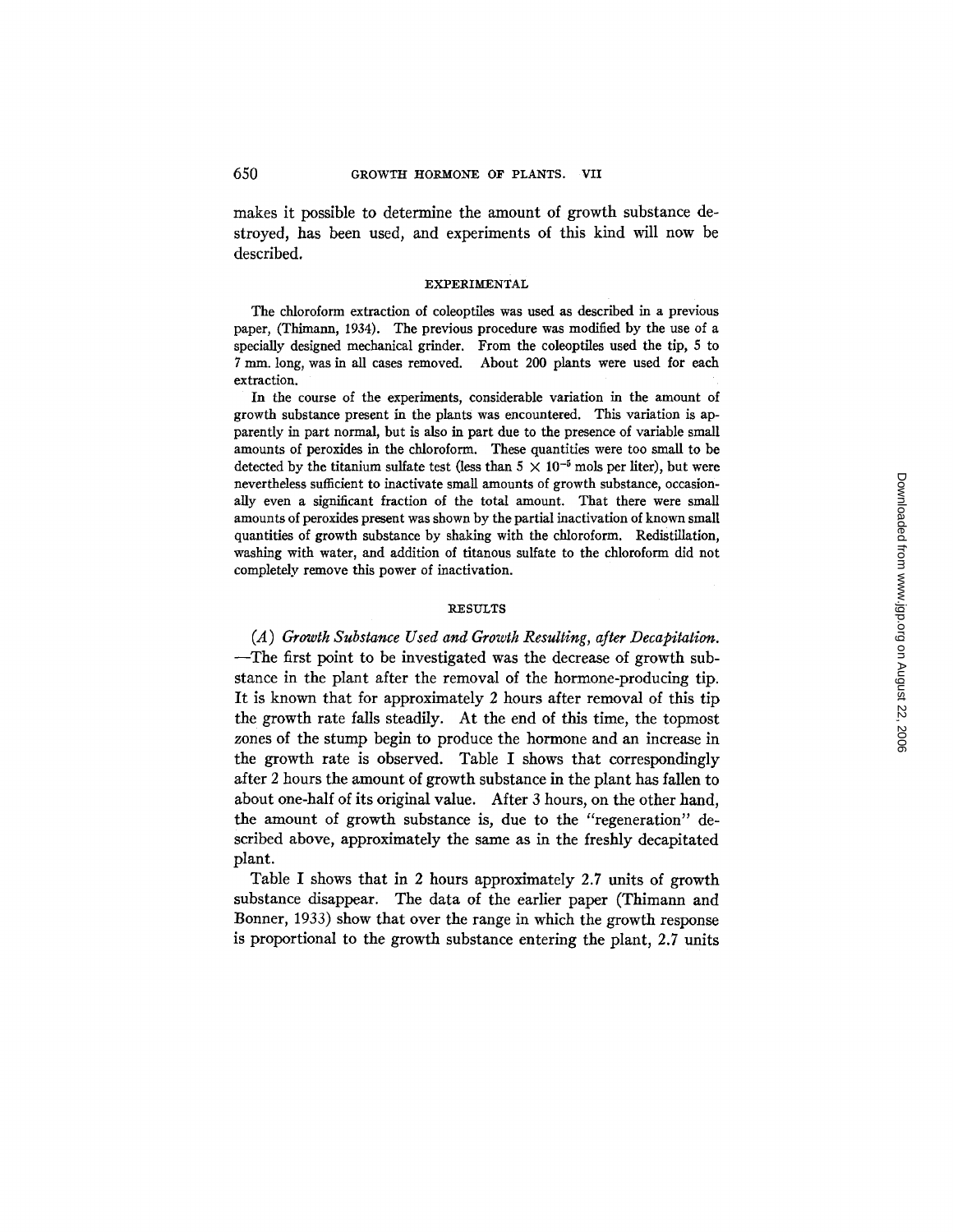makes it possible to determine the amount of growth substance destroyed, has been used, and experiments of this kind will now be described.

## EXPERIMENTAL

The chloroform extraction of coleoptiles was used as described in a previous paper, (Thimann, 1934). The previous procedure was modified by the use of a specially designed mechanical grinder. From the coleoptiles used the tip, 5 to 7 mm. long, was in all cases removed. About 200 plants were used for each extraction.

In the course of the experiments, considerable variation in the amount of growth substance present in the plants was encountered. This variation is apparently in part normal, but is also in part due to the presence of variable small amounts of peroxides in the chloroform. These quantities were too small to be detected by the titanium sulfate test (less than $5 \times 10^{-5}$ mols per liter), but were nevertheless sufficient to inactivate small amounts of growth substance, occasionally even a significant fraction of the total amount. That there were small amounts of peroxides present was shown by the partial inactivation of known small quantities of growth substance by shaking with the chloroform. Redistillation, washing with water, and addition of titanous sulfate to the chloroform did not completely remove this power of inactivation.

## RESULTS

*(A) Growth Substance Used and Growth Resulting, after Decapitation.*—The first point to be investigated was the decrease of growth substance in the plant after the removal of the hormone-producing tip. It is known that for approximately 2 hours after removal of this tip the growth rate falls steadily. At the end of this time, the topmost zones of the stump begin to produce the hormone and an increase in the growth rate is observed. Table I shows that correspondingly after 2 hours the amount of growth substance in the plant has fallen to about one-half of its original value. After 3 hours, on the other hand, the amount of growth substance is, due to the "regeneration" described above, approximately the same as in the freshly decapitated plant.

Table I shows that in 2 hours approximately 2.7 units of growth substance disappear. The data of the earlier paper (Thimann and Bonner, 1933) show that over the range in which the growth response is proportional to the growth substance entering the plant, 2.7 units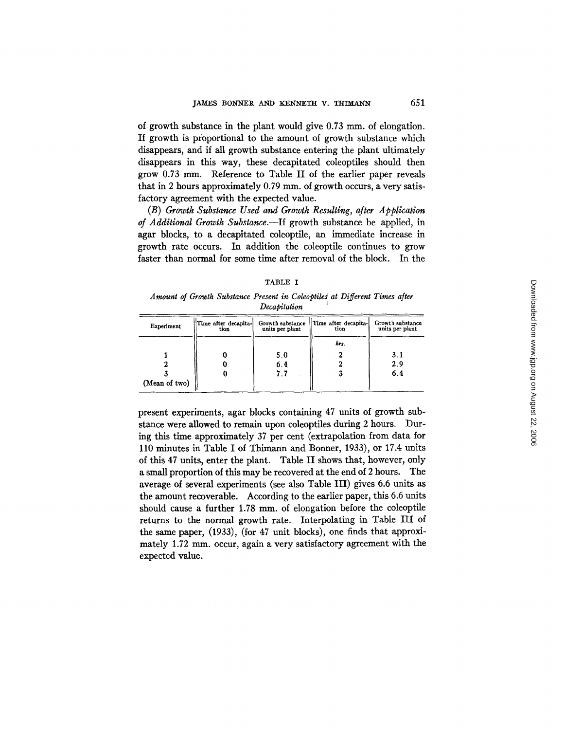of growth substance in the plant would give 0.73 mm. of elongation. If growth is proportional to the amount of growth substance which disappears, and if all growth substance entering the plant ultimately disappears in this way, these decapitated coleoptiles should then grow 0.73 mm. Reference to Table II of the earlier paper reveals that in 2 hours approximately 0.79 mm. of growth occurs, a very satisfactory agreement with the expected value.

*(B) Growth Substance Used and Growth Resulting, after Application of Additional Growth Substance.*—If growth substance be applied, in agar blocks, to a decapitated coleoptile, an immediate increase in growth rate occurs. In addition the coleoptile continues to grow faster than normal for some time after removal of the block. In the present experiments, agar blocks containing 47 units of growth substance were allowed to remain upon coleoptiles during 2 hours. During this time approximately 37 per cent (extrapolation from data for 110 minutes in Table I of Thimann and Bonner, 1933), or 17.4 units of this 47 units, enter the plant. Table II shows that, however, only a small proportion of this may be recovered at the end of 2 hours. The average of several experiments (see also Table III) gives 6.6 units as the amount recoverable. According to the earlier paper, this 6.6 units should cause a further 1.78 mm. of elongation before the coleoptile returns to the normal growth rate. Interpolating in Table III of the same paper, (1933), (for 47 unit blocks), one finds that approximately 1.72 mm. occur, again a very satisfactory agreement with the expected value.

TABLE I

*Amount of Growth Substance Present in Coleoptiles at Different Times after Decapitation*

| Experiment | Time after decapitation | Growth substance units per plant | Time after decapitation | Growth substance units per plant |
|---|---|---|---|---|
| | | | *hrs.* | |
| 1 | 0 | 5.0 | 2 | 3.1 |
| 2 | 0 | 6.4 | 2 | 2.9 |
| 3 (Mean of two) | 0 | 7.7 | 3 | 6.4 |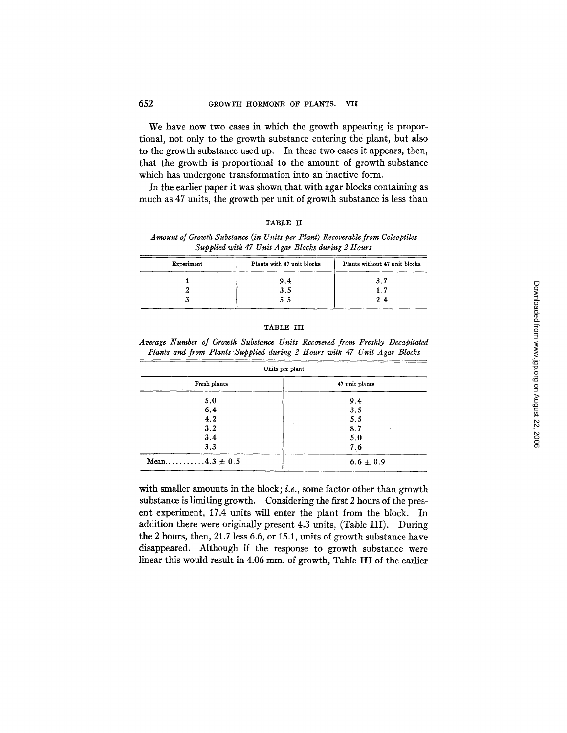We have now two cases in which the growth appearing is proportional, not only to the growth substance entering the plant, but also to the growth substance used up. In these two cases it appears, then, that the growth is proportional to the amount of growth substance which has undergone transformation into an inactive form.

In the earlier paper it was shown that with agar blocks containing as much as 47 units, the growth per unit of growth substance is less than with smaller amounts in the block; *i.e.*, some factor other than growth substance is limiting growth. Considering the first 2 hours of the present experiment, 17.4 units will enter the plant from the block. In addition there were originally present 4.3 units, (Table III). During the 2 hours, then, 21.7 less 6.6, or 15.1, units of growth substance have disappeared. Although if the response to growth substance were linear this would result in 4.06 mm. of growth, Table III of the earlier

TABLE II

*Amount of Growth Substance (in Units per Plant) Recoverable from Coleoptiles Supplied with 47 Unit Agar Blocks during 2 Hours*

| Experiment | Plants with 47 unit blocks | Plants without 47 unit blocks |
|---|---|---|
| 1 | 9.4 | 3.7 |
| 2 | 3.5 | 1.7 |
| 3 | 5.5 | 2.4 |

TABLE III

*Average Number of Growth Substance Units Recovered from Freshly Decapitated Plants and from Plants Supplied during 2 Hours with 47 Unit Agar Blocks*

| Units per plant | |
|---|---|
| Fresh plants | 47 unit plants |
| 5.0 | 9.4 |
| 6.4 | 3.5 |
| 4.2 | 5.5 |
| 3.2 | 8.7 |
| 3.4 | 5.0 |
| 3.3 | 7.6 |
| Mean..........4.3 ± 0.5 | 6.6 ± 0.9 |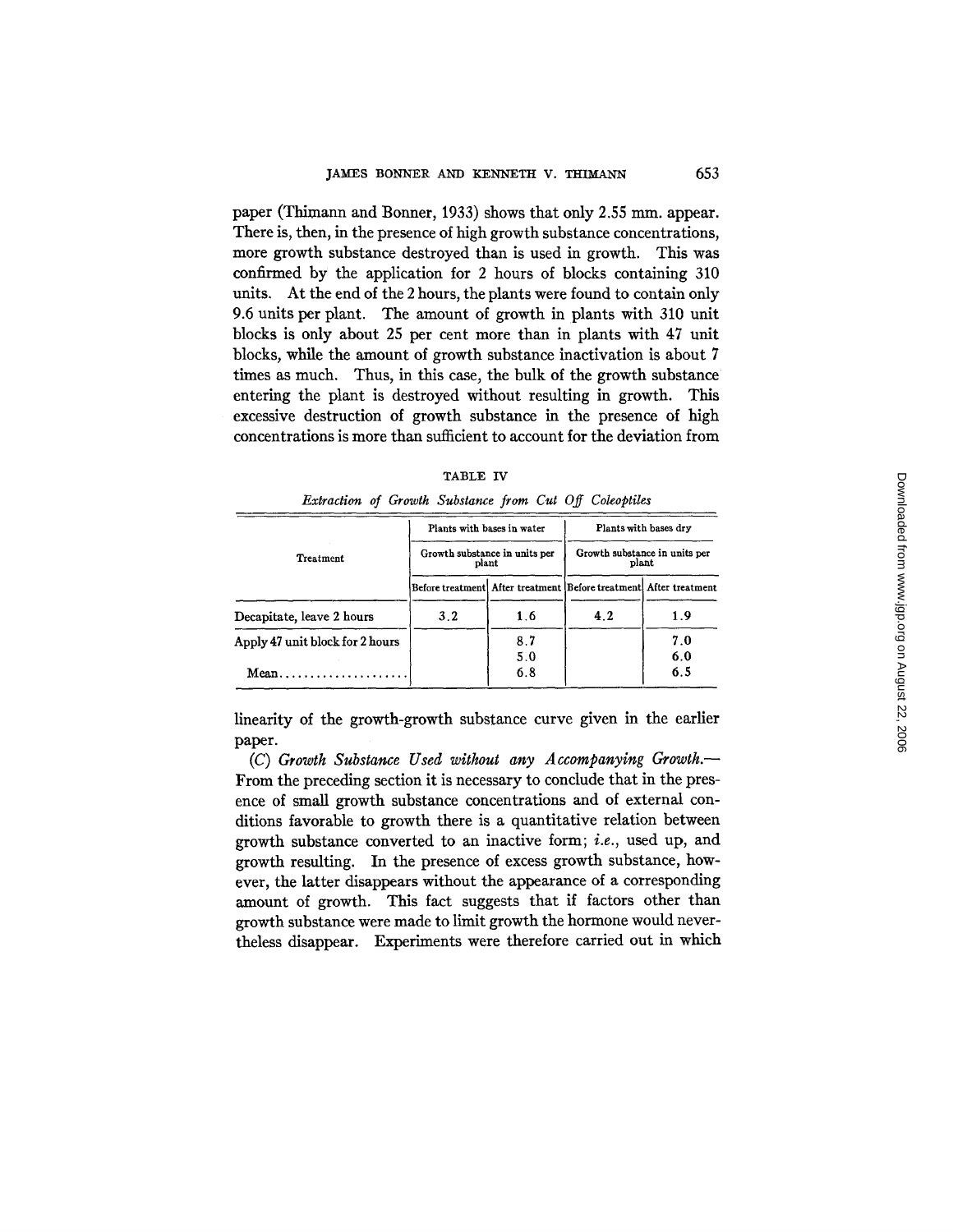paper (Thimann and Bonner, 1933) shows that only 2.55 mm. appear. There is, then, in the presence of high growth substance concentrations, more growth substance destroyed than is used in growth. This was confirmed by the application for 2 hours of blocks containing 310 units. At the end of the 2 hours, the plants were found to contain only 9.6 units per plant. The amount of growth in plants with 310 unit blocks is only about 25 per cent more than in plants with 47 unit blocks, while the amount of growth substance inactivation is about 7 times as much. Thus, in this case, the bulk of the growth substance entering the plant is destroyed without resulting in growth. This excessive destruction of growth substance in the presence of high concentrations is more than sufficient to account for the deviation from

TABLE IV

*Extraction of Growth Substance from Cut Off Coleoptiles*

| Treatment | Plants with bases in water — Growth substance in units per plant | | Plants with bases dry — Growth substance in units per plant | |
|---|---|---|---|---|
| | Before treatment | After treatment | Before treatment | After treatment |
| Decapitate, leave 2 hours | 3.2 | 1.6 | 4.2 | 1.9 |
| Apply 47 unit block for 2 hours | | 8.7 | | 7.0 |
| | | 5.0 | | 6.0 |
| Mean.................... | | 6.8 | | 6.5 |

linearity of the growth-growth substance curve given in the earlier paper.

*(C) Growth Substance Used without any Accompanying Growth.*—From the preceding section it is necessary to conclude that in the presence of small growth substance concentrations and of external conditions favorable to growth there is a quantitative relation between growth substance converted to an inactive form; *i.e.*, used up, and growth resulting. In the presence of excess growth substance, however, the latter disappears without the appearance of a corresponding amount of growth. This fact suggests that if factors other than growth substance were made to limit growth the hormone would nevertheless disappear. Experiments were therefore carried out in which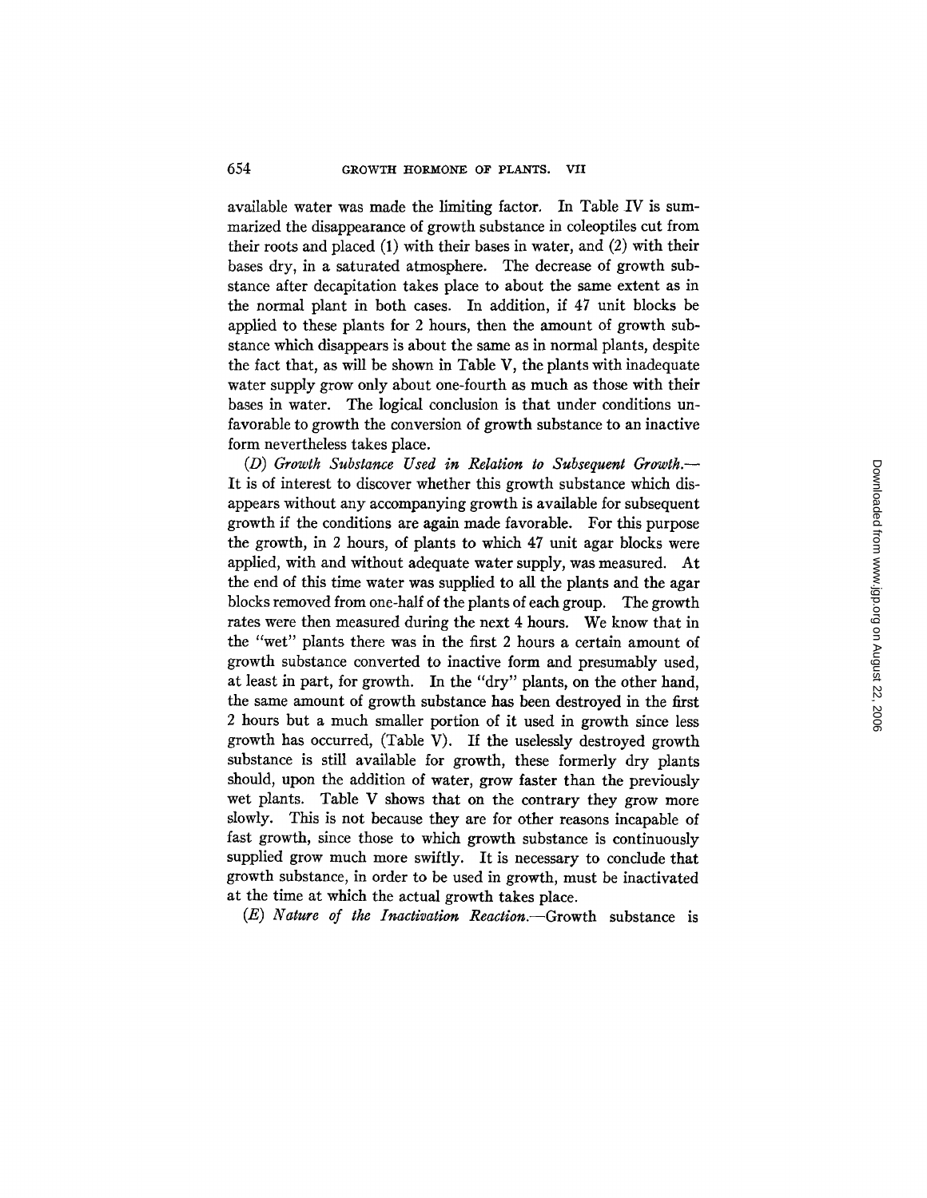available water was made the limiting factor. In Table IV is summarized the disappearance of growth substance in coleoptiles cut from their roots and placed (1) with their bases in water, and (2) with their bases dry, in a saturated atmosphere. The decrease of growth substance after decapitation takes place to about the same extent as in the normal plant in both cases. In addition, if 47 unit blocks be applied to these plants for 2 hours, then the amount of growth substance which disappears is about the same as in normal plants, despite the fact that, as will be shown in Table V, the plants with inadequate water supply grow only about one-fourth as much as those with their bases in water. The logical conclusion is that under conditions unfavorable to growth the conversion of growth substance to an inactive form nevertheless takes place.

*(D) Growth Substance Used in Relation to Subsequent Growth.*—It is of interest to discover whether this growth substance which disappears without any accompanying growth is available for subsequent growth if the conditions are again made favorable. For this purpose the growth, in 2 hours, of plants to which 47 unit agar blocks were applied, with and without adequate water supply, was measured. At the end of this time water was supplied to all the plants and the agar blocks removed from one-half of the plants of each group. The growth rates were then measured during the next 4 hours. We know that in the "wet" plants there was in the first 2 hours a certain amount of growth substance converted to inactive form and presumably used, at least in part, for growth. In the "dry" plants, on the other hand, the same amount of growth substance has been destroyed in the first 2 hours but a much smaller portion of it used in growth since less growth has occurred, (Table V). If the uselessly destroyed growth substance is still available for growth, these formerly dry plants should, upon the addition of water, grow faster than the previously wet plants. Table V shows that on the contrary they grow more slowly. This is not because they are for other reasons incapable of fast growth, since those to which growth substance is continuously supplied grow much more swiftly. It is necessary to conclude that growth substance, in order to be used in growth, must be inactivated at the time at which the actual growth takes place.

*(E) Nature of the Inactivation Reaction.*—Growth substance is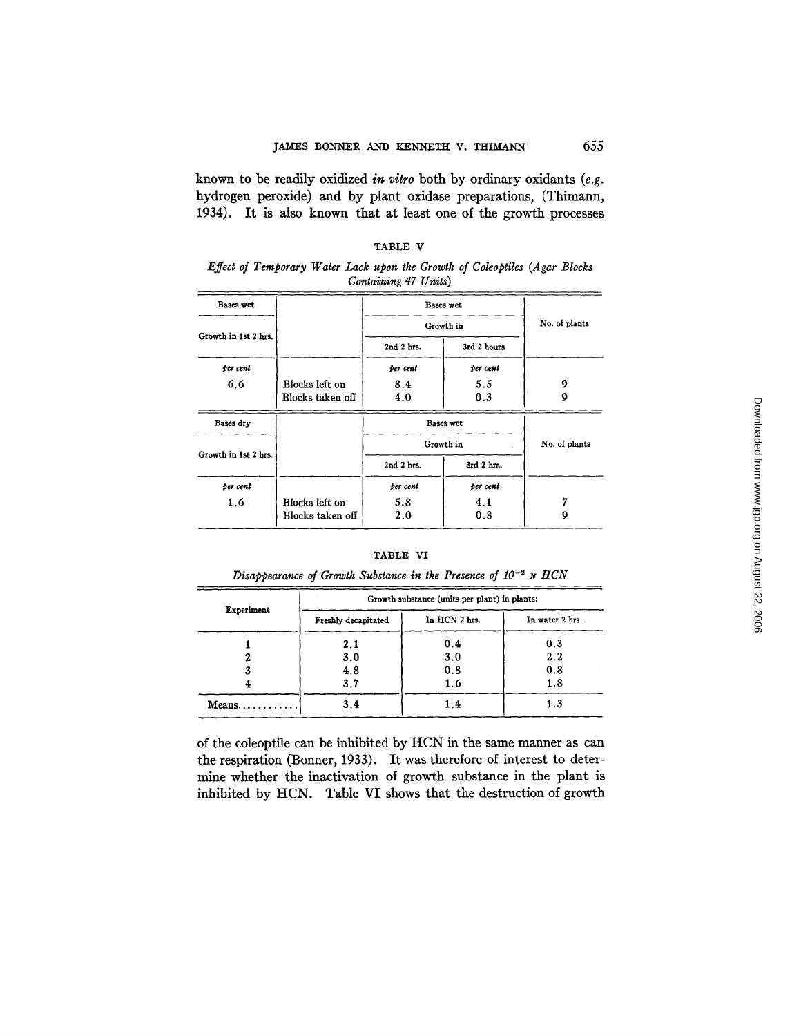known to be readily oxidized *in vitro* both by ordinary oxidants (*e.g.* hydrogen peroxide) and by plant oxidase preparations, (Thimann, 1934). It is also known that at least one of the growth processes

TABLE V

*Effect of Temporary Water Lack upon the Growth of Coleoptiles (Agar Blocks Containing 47 Units)*

| Bases wet | | Bases wet | | No. of plants |
|---|---|---|---|---|
| Growth in 1st 2 hrs. | | Growth in | | |
| | | 2nd 2 hrs. | 3rd 2 hours | |
| *per cent* | | *per cent* | *per cent* | |
| 6.6 | Blocks left on | 8.4 | 5.5 | 9 |
| | Blocks taken off | 4.0 | 0.3 | 9 |
| **Bases dry** | | **Bases wet** | | **No. of plants** |
| **Growth in 1st 2 hrs.** | | **Growth in** | | |
| | | **2nd 2 hrs.** | **3rd 2 hrs.** | |
| *per cent* | | *per cent* | *per cent* | |
| 1.6 | Blocks left on | 5.8 | 4.1 | 7 |
| | Blocks taken off | 2.0 | 0.8 | 9 |

TABLE VI

*Disappearance of Growth Substance in the Presence of $10^{-2}$ N HCN*

| Experiment | Growth substance (units per plant) in plants: | | |
|---|---|---|---|
| | Freshly decapitated | In HCN 2 hrs. | In water 2 hrs. |
| 1 | 2.1 | 0.4 | 0.3 |
| 2 | 3.0 | 3.0 | 2.2 |
| 3 | 4.8 | 0.8 | 0.8 |
| 4 | 3.7 | 1.6 | 1.8 |
| Means............ | 3.4 | 1.4 | 1.3 |

of the coleoptile can be inhibited by HCN in the same manner as can the respiration (Bonner, 1933). It was therefore of interest to determine whether the inactivation of growth substance in the plant is inhibited by HCN. Table VI shows that the destruction of growth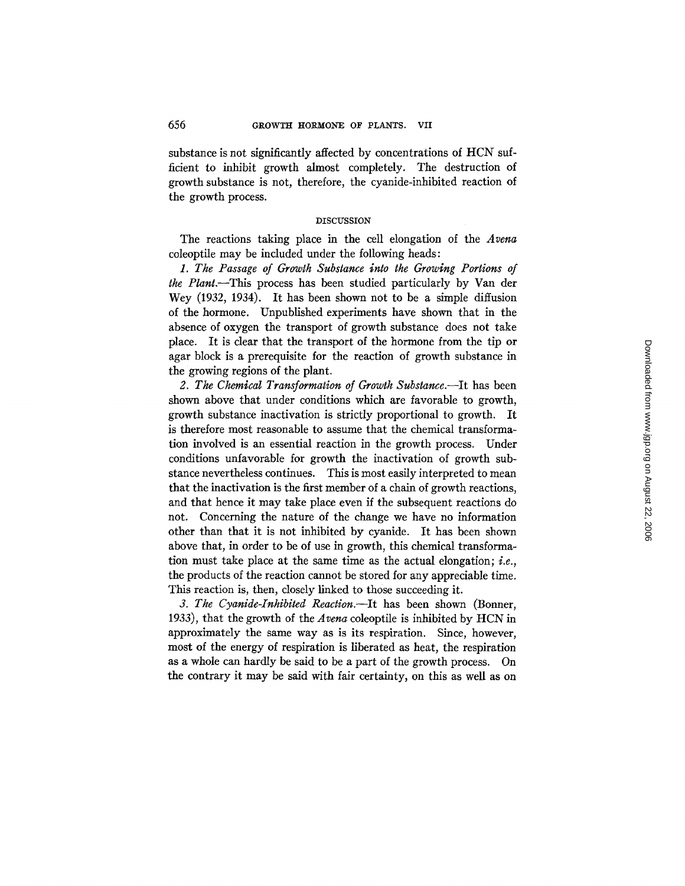substance is not significantly affected by concentrations of HCN sufficient to inhibit growth almost completely. The destruction of growth substance is not, therefore, the cyanide-inhibited reaction of the growth process.

## DISCUSSION

The reactions taking place in the cell elongation of the *Avena* coleoptile may be included under the following heads:

*1. The Passage of Growth Substance into the Growing Portions of the Plant.*—This process has been studied particularly by Van der Wey (1932, 1934). It has been shown not to be a simple diffusion of the hormone. Unpublished experiments have shown that in the absence of oxygen the transport of growth substance does not take place. It is clear that the transport of the hormone from the tip or agar block is a prerequisite for the reaction of growth substance in the growing regions of the plant.

*2. The Chemical Transformation of Growth Substance.*—It has been shown above that under conditions which are favorable to growth, growth substance inactivation is strictly proportional to growth. It is therefore most reasonable to assume that the chemical transformation involved is an essential reaction in the growth process. Under conditions unfavorable for growth the inactivation of growth substance nevertheless continues. This is most easily interpreted to mean that the inactivation is the first member of a chain of growth reactions, and that hence it may take place even if the subsequent reactions do not. Concerning the nature of the change we have no information other than that it is not inhibited by cyanide. It has been shown above that, in order to be of use in growth, this chemical transformation must take place at the same time as the actual elongation; *i.e.*, the products of the reaction cannot be stored for any appreciable time. This reaction is, then, closely linked to those succeeding it.

*3. The Cyanide-Inhibited Reaction.*—It has been shown (Bonner, 1933), that the growth of the *Avena* coleoptile is inhibited by HCN in approximately the same way as is its respiration. Since, however, most of the energy of respiration is liberated as heat, the respiration as a whole can hardly be said to be a part of the growth process. On the contrary it may be said with fair certainty, on this as well as on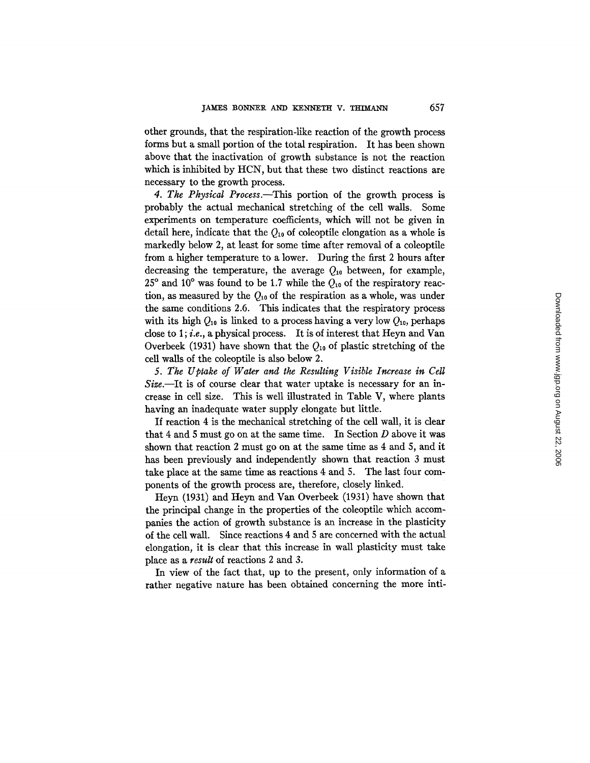other grounds, that the respiration-like reaction of the growth process forms but a small portion of the total respiration. It has been shown above that the inactivation of growth substance is not the reaction which is inhibited by HCN, but that these two distinct reactions are necessary to the growth process.

*4. The Physical Process.*—This portion of the growth process is probably the actual mechanical stretching of the cell walls. Some experiments on temperature coefficients, which will not be given in detail here, indicate that the $Q_{10}$ of coleoptile elongation as a whole is markedly below 2, at least for some time after removal of a coleoptile from a higher temperature to a lower. During the first 2 hours after decreasing the temperature, the average $Q_{10}$ between, for example, 25° and 10° was found to be 1.7 while the $Q_{10}$ of the respiratory reaction, as measured by the $Q_{10}$ of the respiration as a whole, was under the same conditions 2.6. This indicates that the respiratory process with its high $Q_{10}$ is linked to a process having a very low $Q_{10}$, perhaps close to 1; *i.e.*, a physical process. It is of interest that Heyn and Van Overbeek (1931) have shown that the $Q_{10}$ of plastic stretching of the cell walls of the coleoptile is also below 2.

*5. The Uptake of Water and the Resulting Visible Increase in Cell Size.*—It is of course clear that water uptake is necessary for an increase in cell size. This is well illustrated in Table V, where plants having an inadequate water supply elongate but little.

If reaction 4 is the mechanical stretching of the cell wall, it is clear that 4 and 5 must go on at the same time. In Section *D* above it was shown that reaction 2 must go on at the same time as 4 and 5, and it has been previously and independently shown that reaction 3 must take place at the same time as reactions 4 and 5. The last four components of the growth process are, therefore, closely linked.

Heyn (1931) and Heyn and Van Overbeek (1931) have shown that the principal change in the properties of the coleoptile which accompanies the action of growth substance is an increase in the plasticity of the cell wall. Since reactions 4 and 5 are concerned with the actual elongation, it is clear that this increase in wall plasticity must take place as a *result* of reactions 2 and 3.

In view of the fact that, up to the present, only information of a rather negative nature has been obtained concerning the more inti-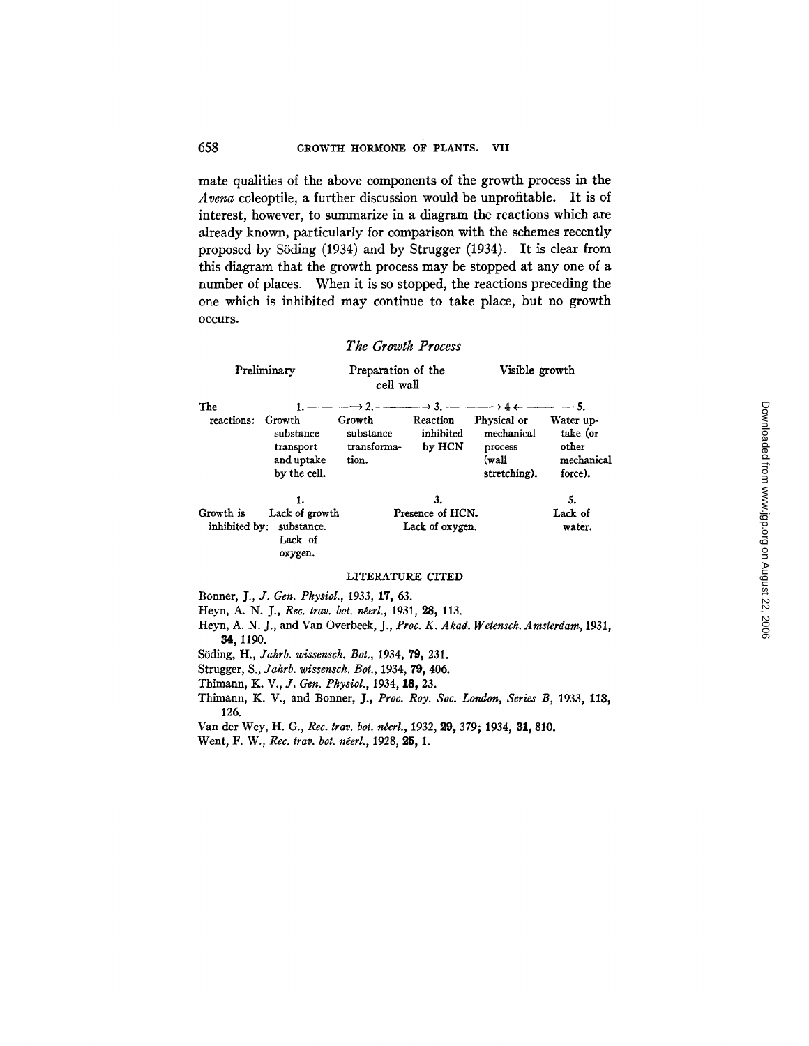mate qualities of the above components of the growth process in the *Avena* coleoptile, a further discussion would be unprofitable. It is of interest, however, to summarize in a diagram the reactions which are already known, particularly for comparison with the schemes recently proposed by Söding (1934) and by Strugger (1934). It is clear from this diagram that the growth process may be stopped at any one of a number of places. When it is so stopped, the reactions preceding the one which is inhibited may continue to take place, but no growth occurs.

*The Growth Process*

| | Preliminary | Preparation of the cell wall | | Visible growth | |
|---|---|---|---|---|---|
| The reactions: | 1. ⟶ | 2. ⟶ | 3. ⟶ | 4 ⟵ | 5. |
| | Growth substance transport and uptake by the cell. | Growth substance transformation. | Reaction inhibited by HCN | Physical or mechanical process (wall stretching). | Water uptake (or other mechanical force). |
| | 1. | | 3. | | 5. |
| Growth is inhibited by: | Lack of growth substance. Lack of oxygen. | | Presence of HCN. Lack of oxygen. | | Lack of water. |

## LITERATURE CITED

Bonner, J., *J. Gen. Physiol.*, 1933, **17,** 63.

Heyn, A. N. J., *Rec. trav. bot. néerl.*, 1931, **28,** 113.

Heyn, A. N. J., and Van Overbeek, J., *Proc. K. Akad. Wetensch. Amsterdam*, 1931, **34,** 1190.

Söding, H., *Jahrb. wissensch. Bot.*, 1934, **79,** 231.

Strugger, S., *Jahrb. wissensch. Bot.*, 1934, **79,** 406.

Thimann, K. V., *J. Gen. Physiol.*, 1934, **18,** 23.

Thimann, K. V., and Bonner, J., *Proc. Roy. Soc. London, Series B*, 1933, **113,** 126.

Van der Wey, H. G., *Rec. trav. bot. néerl.*, 1932, **29,** 379; 1934, **31,** 810.

Went, F. W., *Rec. trav. bot. néerl.*, 1928, **25,** 1.